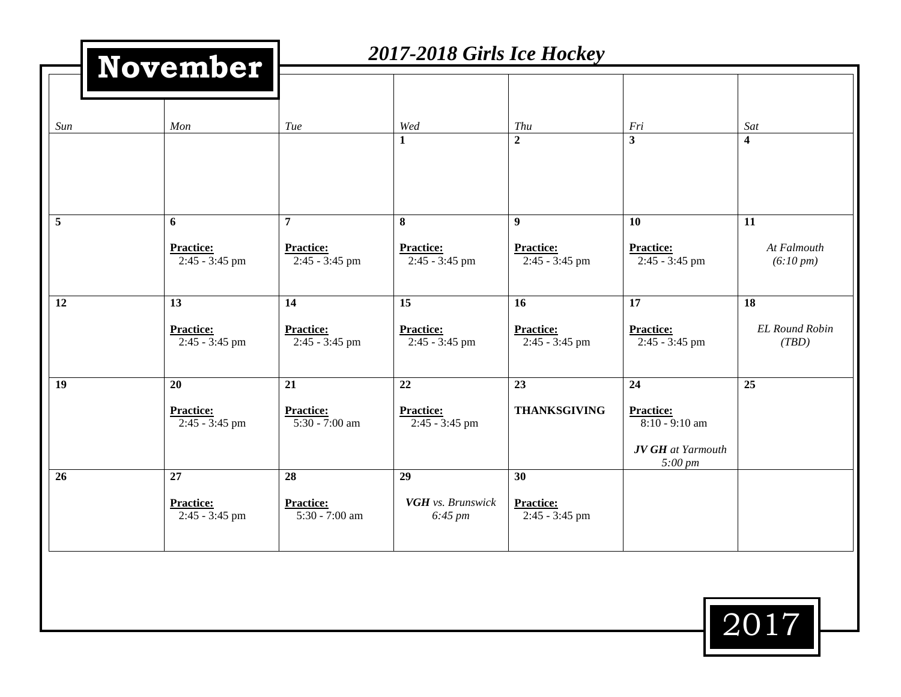# November

## 2017-2018 Girls Ice Hockey

| Sun | Mon | Tue | Wed | Thu | Fri | Sat |
|---|---|---|---|---|---|---|
| | | | **1** | **2** | **3** | **4** |
| **5** | **6**<br>**Practice:**<br>2:45 - 3:45 pm | **7**<br>**Practice:**<br>2:45 - 3:45 pm | **8**<br>**Practice:**<br>2:45 - 3:45 pm | **9**<br>**Practice:**<br>2:45 - 3:45 pm | **10**<br>**Practice:**<br>2:45 - 3:45 pm | **11**<br>*At Falmouth*<br>*(6:10 pm)* |
| **12** | **13**<br>**Practice:**<br>2:45 - 3:45 pm | **14**<br>**Practice:**<br>2:45 - 3:45 pm | **15**<br>**Practice:**<br>2:45 - 3:45 pm | **16**<br>**Practice:**<br>2:45 - 3:45 pm | **17**<br>**Practice:**<br>2:45 - 3:45 pm | **18**<br>*EL Round Robin*<br>*(TBD)* |
| **19** | **20**<br>**Practice:**<br>2:45 - 3:45 pm | **21**<br>**Practice:**<br>5:30 - 7:00 am | **22**<br>**Practice:**<br>2:45 - 3:45 pm | **23**<br>**THANKSGIVING** | **24**<br>**Practice:**<br>8:10 - 9:10 am<br>***JV GH*** *at Yarmouth*<br>*5:00 pm* | **25** |
| **26** | **27**<br>**Practice:**<br>2:45 - 3:45 pm | **28**<br>**Practice:**<br>5:30 - 7:00 am | **29**<br>***VGH*** *vs. Brunswick*<br>*6:45 pm* | **30**<br>**Practice:**<br>2:45 - 3:45 pm | | |

2017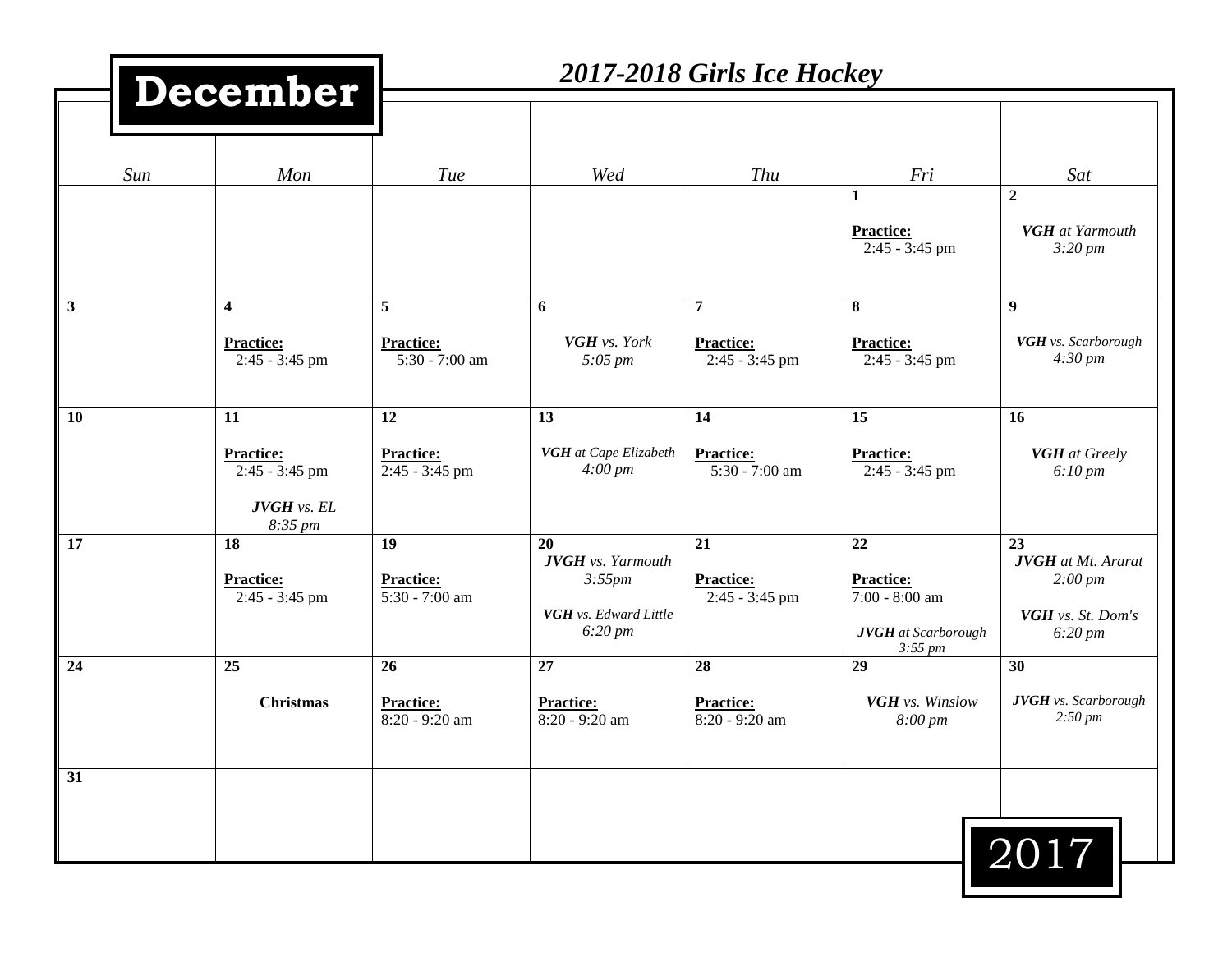# December

## *2017-2018 Girls Ice Hockey*

| *Sun* | *Mon* | *Tue* | *Wed* | *Thu* | *Fri* | *Sat* |
|---|---|---|---|---|---|---|
| | | | | | **1** <br> **Practice:** 2:45 - 3:45 pm | **2** <br> ***VGH*** *at Yarmouth* *3:20 pm* |
| **3** | **4** <br> **Practice:** 2:45 - 3:45 pm | **5** <br> **Practice:** 5:30 - 7:00 am | **6** <br> ***VGH*** *vs. York* *5:05 pm* | **7** <br> **Practice:** 2:45 - 3:45 pm | **8** <br> **Practice:** 2:45 - 3:45 pm | **9** <br> ***VGH*** *vs. Scarborough* *4:30 pm* |
| **10** | **11** <br> **Practice:** 2:45 - 3:45 pm <br> ***JVGH*** *vs. EL* *8:35 pm* | **12** <br> **Practice:** 2:45 - 3:45 pm | **13** <br> ***VGH*** *at Cape Elizabeth* *4:00 pm* | **14** <br> **Practice:** 5:30 - 7:00 am | **15** <br> **Practice:** 2:45 - 3:45 pm | **16** <br> ***VGH*** *at Greely* *6:10 pm* |
| **17** | **18** <br> **Practice:** 2:45 - 3:45 pm | **19** <br> **Practice:** 5:30 - 7:00 am | **20** <br> ***JVGH*** *vs. Yarmouth* *3:55pm* <br> ***VGH*** *vs. Edward Little* *6:20 pm* | **21** <br> **Practice:** 2:45 - 3:45 pm | **22** <br> **Practice:** 7:00 - 8:00 am <br> ***JVGH*** *at Scarborough* *3:55 pm* | **23** <br> ***JVGH*** *at Mt. Ararat* *2:00 pm* <br> ***VGH*** *vs. St. Dom's* *6:20 pm* |
| **24** | **25** <br> **Christmas** | **26** <br> **Practice:** 8:20 - 9:20 am | **27** <br> **Practice:** 8:20 - 9:20 am | **28** <br> **Practice:** 8:20 - 9:20 am | **29** <br> ***VGH*** *vs. Winslow* *8:00 pm* | **30** <br> ***JVGH*** *vs. Scarborough* *2:50 pm* |
| **31** | | | | | | |

2017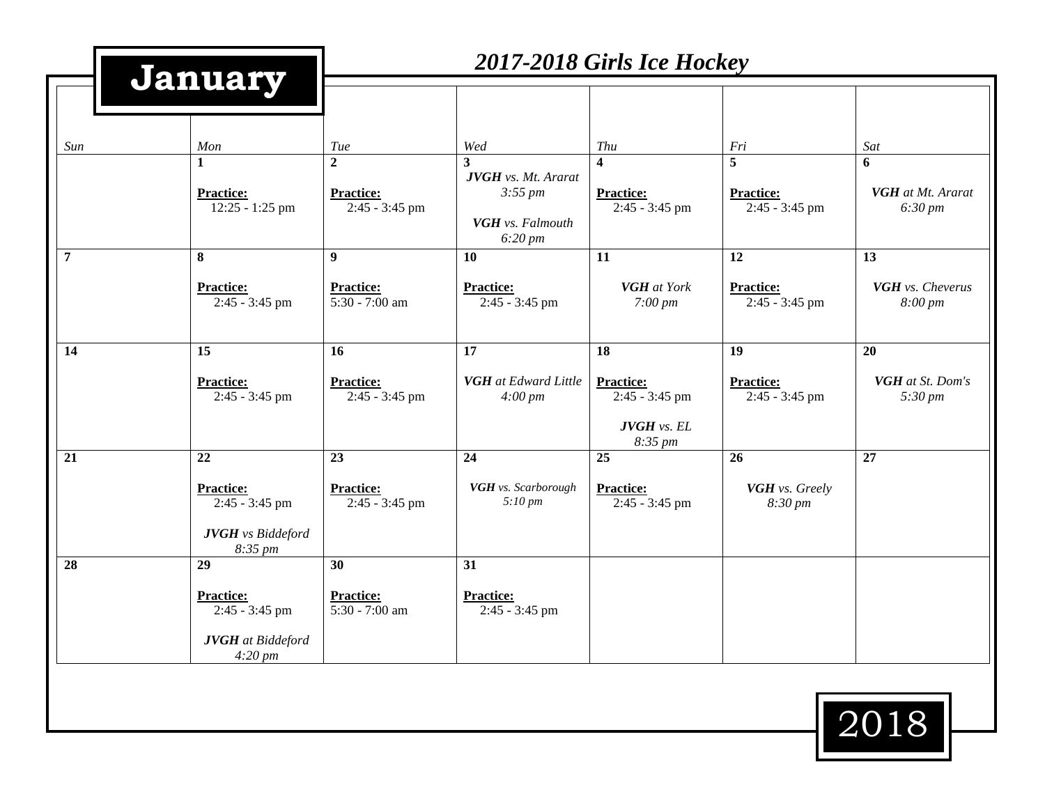# January

## 2017-2018 Girls Ice Hockey

| Sun | Mon | Tue | Wed | Thu | Fri | Sat |
|---|---|---|---|---|---|---|
| | **1**<br>**Practice:**<br>12:25 - 1:25 pm | **2**<br>**Practice:**<br>2:45 - 3:45 pm | **3**<br>***JVGH*** *vs. Mt. Ararat*<br>*3:55 pm*<br>***VGH*** *vs. Falmouth*<br>*6:20 pm* | **4**<br>**Practice:**<br>2:45 - 3:45 pm | **5**<br>**Practice:**<br>2:45 - 3:45 pm | **6**<br>***VGH*** *at Mt. Ararat*<br>*6:30 pm* |
| **7** | **8**<br>**Practice:**<br>2:45 - 3:45 pm | **9**<br>**Practice:**<br>5:30 - 7:00 am | **10**<br>**Practice:**<br>2:45 - 3:45 pm | **11**<br>***VGH*** *at York*<br>*7:00 pm* | **12**<br>**Practice:**<br>2:45 - 3:45 pm | **13**<br>***VGH*** *vs. Cheverus*<br>*8:00 pm* |
| **14** | **15**<br>**Practice:**<br>2:45 - 3:45 pm | **16**<br>**Practice:**<br>2:45 - 3:45 pm | **17**<br>***VGH*** *at Edward Little*<br>*4:00 pm* | **18**<br>**Practice:**<br>2:45 - 3:45 pm<br>***JVGH*** *vs. EL*<br>*8:35 pm* | **19**<br>**Practice:**<br>2:45 - 3:45 pm | **20**<br>***VGH*** *at St. Dom's*<br>*5:30 pm* |
| **21** | **22**<br>**Practice:**<br>2:45 - 3:45 pm<br>***JVGH*** *vs Biddeford*<br>*8:35 pm* | **23**<br>**Practice:**<br>2:45 - 3:45 pm | **24**<br>***VGH*** *vs. Scarborough*<br>*5:10 pm* | **25**<br>**Practice:**<br>2:45 - 3:45 pm | **26**<br>***VGH*** *vs. Greely*<br>*8:30 pm* | **27** |
| **28** | **29**<br>**Practice:**<br>2:45 - 3:45 pm<br>***JVGH*** *at Biddeford*<br>*4:20 pm* | **30**<br>**Practice:**<br>5:30 - 7:00 am | **31**<br>**Practice:**<br>2:45 - 3:45 pm | | | |

2018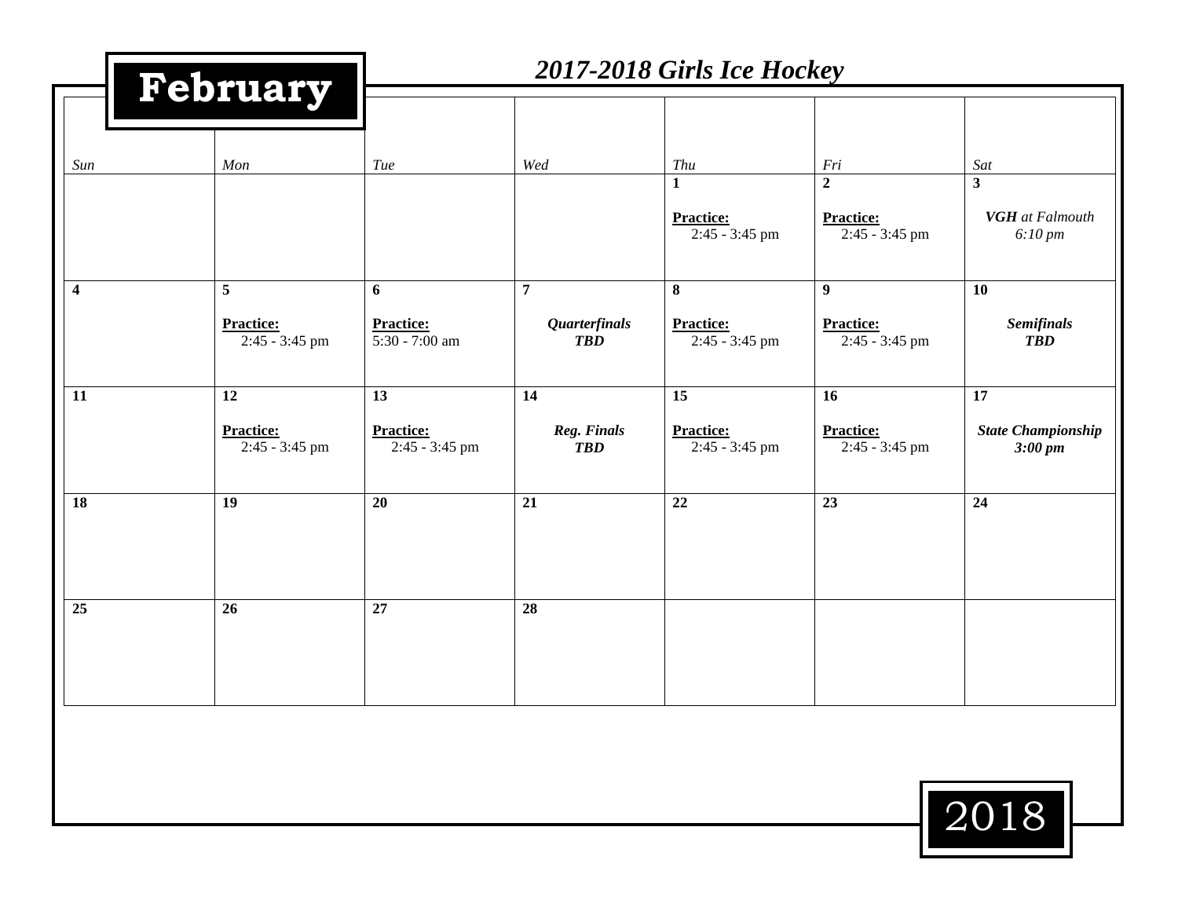# February

## *2017-2018 Girls Ice Hockey*

| *Sun* | *Mon* | *Tue* | *Wed* | *Thu* | *Fri* | *Sat* |
|---|---|---|---|---|---|---|
| | | | | **1**<br>**Practice:**<br>2:45 - 3:45 pm | **2**<br>**Practice:**<br>2:45 - 3:45 pm | **3**<br>***VGH*** *at Falmouth*<br>*6:10 pm* |
| **4** | **5**<br>**Practice:**<br>2:45 - 3:45 pm | **6**<br>**Practice:**<br>5:30 - 7:00 am | **7**<br>***Quarterfinals***<br>***TBD*** | **8**<br>**Practice:**<br>2:45 - 3:45 pm | **9**<br>**Practice:**<br>2:45 - 3:45 pm | **10**<br>***Semifinals***<br>***TBD*** |
| **11** | **12**<br>**Practice:**<br>2:45 - 3:45 pm | **13**<br>**Practice:**<br>2:45 - 3:45 pm | **14**<br>***Reg. Finals***<br>***TBD*** | **15**<br>**Practice:**<br>2:45 - 3:45 pm | **16**<br>**Practice:**<br>2:45 - 3:45 pm | **17**<br>***State Championship***<br>***3:00 pm*** |
| **18** | **19** | **20** | **21** | **22** | **23** | **24** |
| **25** | **26** | **27** | **28** | | | |

2018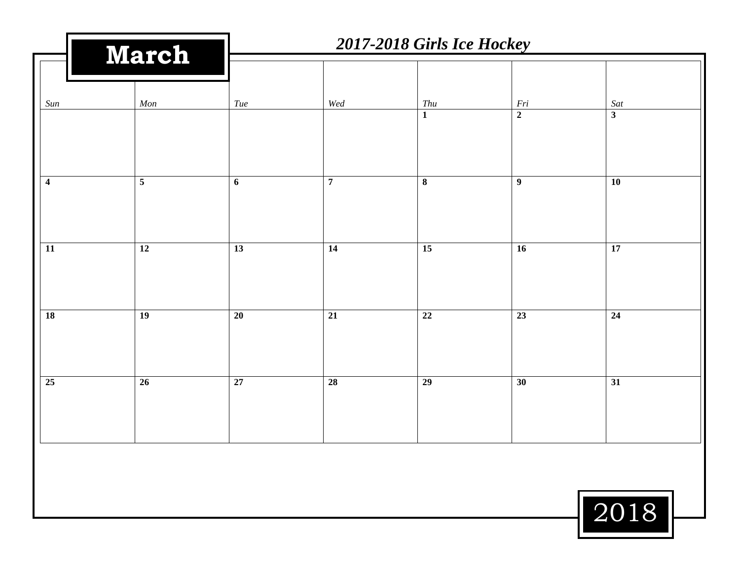# March

***2017-2018 Girls Ice Hockey***

| *Sun* | *Mon* | *Tue* | *Wed* | *Thu* | *Fri* | *Sat* |
|---|---|---|---|---|---|---|
| | | | | **1** | **2** | **3** |
| **4** | **5** | **6** | **7** | **8** | **9** | **10** |
| **11** | **12** | **13** | **14** | **15** | **16** | **17** |
| **18** | **19** | **20** | **21** | **22** | **23** | **24** |
| **25** | **26** | **27** | **28** | **29** | **30** | **31** |

2018